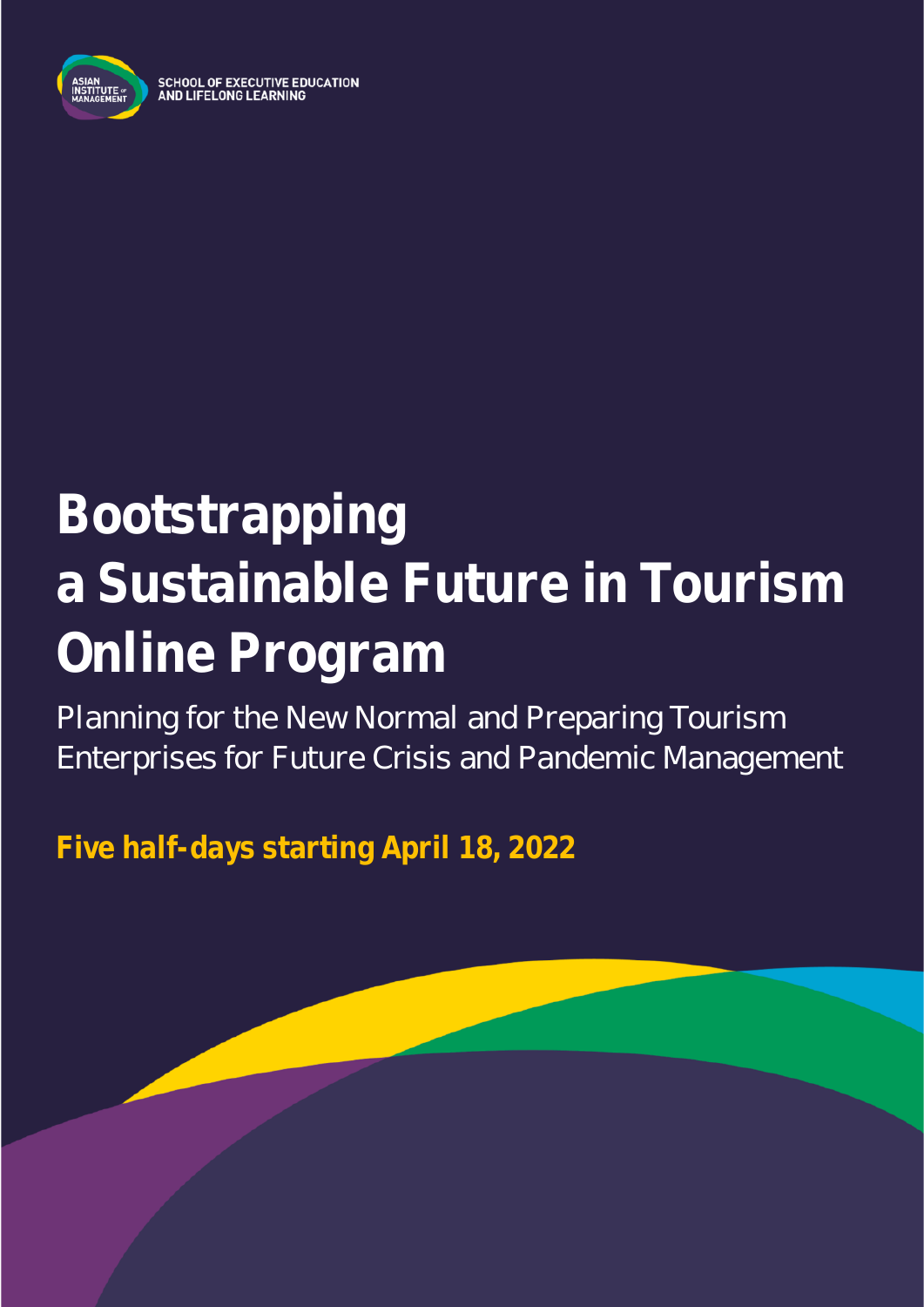SCHOOL OF EXECUTIVE EDUCATION AND LIFELONG LEARNING

# Bootstrapping a Sustainable Future in Tourism Online Program

Planning for the New Normal and Preparing Tourism Enterprises for Future Crisis and Pandemic Management

**Five half-days starting April 18, 2022**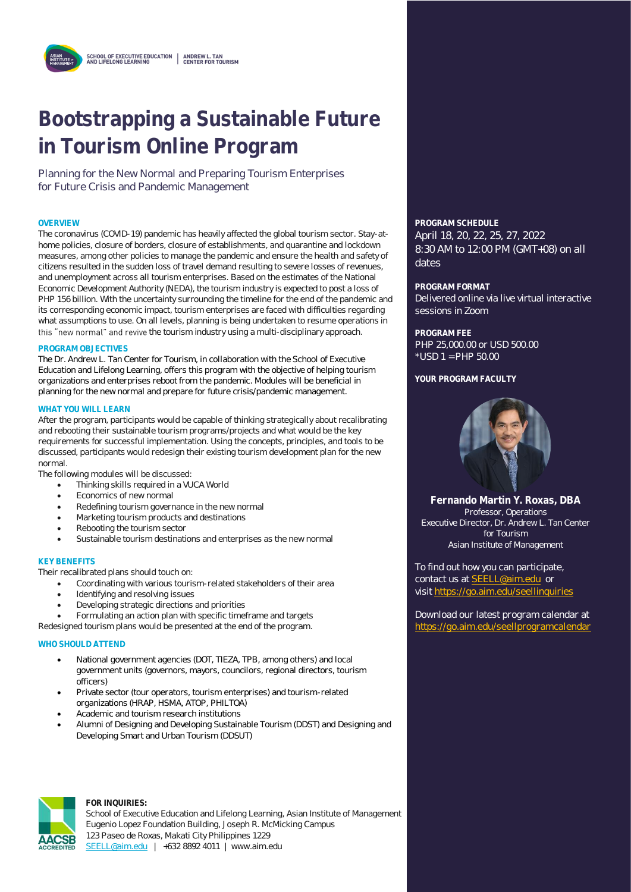SCHOOL OF EXECUTIVE EDUCATION AND LIFELONG LEARNING | ANDREW L. TAN CENTER FOR TOURISM

# Bootstrapping a Sustainable Future in Tourism Online Program

Planning for the New Normal and Preparing Tourism Enterprises for Future Crisis and Pandemic Management

### OVERVIEW

The coronavirus (COVID-19) pandemic has heavily affected the global tourism sector. Stay-at-home policies, closure of borders, closure of establishments, and quarantine and lockdown measures, among other policies to manage the pandemic and ensure the health and safety of citizens resulted in the sudden loss of travel demand resulting to severe losses of revenues, and unemployment across all tourism enterprises. Based on the estimates of the National Economic Development Authority (NEDA), the tourism industry is expected to post a loss of PHP 156 billion. With the uncertainty surrounding the timeline for the end of the pandemic and its corresponding economic impact, tourism enterprises are faced with difficulties regarding what assumptions to use. On all levels, planning is being undertaken to resume operations in this "new normal" and revive the tourism industry using a multi-disciplinary approach.

### PROGRAM OBJECTIVES

The Dr. Andrew L. Tan Center for Tourism, in collaboration with the School of Executive Education and Lifelong Learning, offers this program with the objective of helping tourism organizations and enterprises reboot from the pandemic. Modules will be beneficial in planning for the new normal and prepare for future crisis/pandemic management.

### WHAT YOU WILL LEARN

After the program, participants would be capable of thinking strategically about recalibrating and rebooting their sustainable tourism programs/projects and what would be the key requirements for successful implementation. Using the concepts, principles, and tools to be discussed, participants would redesign their existing tourism development plan for the new normal.

The following modules will be discussed:

- Thinking skills required in a VUCA World
- Economics of new normal
- Redefining tourism governance in the new normal
- Marketing tourism products and destinations
- Rebooting the tourism sector
- Sustainable tourism destinations and enterprises as the new normal

### KEY BENEFITS

Their recalibrated plans should touch on:

- Coordinating with various tourism-related stakeholders of their area
- Identifying and resolving issues
- Developing strategic directions and priorities
- Formulating an action plan with specific timeframe and targets

Redesigned tourism plans would be presented at the end of the program.

### WHO SHOULD ATTEND

- National government agencies (DOT, TIEZA, TPB, among others) and local government units (governors, mayors, councilors, regional directors, tourism officers)
- Private sector (tour operators, tourism enterprises) and tourism-related organizations (HRAP, HSMA, ATOP, PHILTOA)
- Academic and tourism research institutions
- Alumni of Designing and Developing Sustainable Tourism (DDST) and Designing and Developing Smart and Urban Tourism (DDSUT)

### PROGRAM SCHEDULE

April 18, 20, 22, 25, 27, 2022
8:30 AM to 12:00 PM (GMT+08) on all dates

### PROGRAM FORMAT

Delivered online via live virtual interactive sessions in Zoom

### PROGRAM FEE

PHP 25,000.00 or USD 500.00
*USD 1 = PHP 50.00

### YOUR PROGRAM FACULTY

**Fernando Martin Y. Roxas, DBA**
Professor, Operations
Executive Director, Dr. Andrew L. Tan Center for Tourism
Asian Institute of Management

To find out how you can participate, contact us at SEELL@aim.edu or visit https://go.aim.edu/seellinquiries

Download our latest program calendar at https://go.aim.edu/seellprogramcalendar

**FOR INQUIRIES:**
School of Executive Education and Lifelong Learning, Asian Institute of Management
Eugenio Lopez Foundation Building, Joseph R. McMicking Campus
123 Paseo de Roxas, Makati City Philippines 1229
SEELL@aim.edu | +632 8892 4011 | www.aim.edu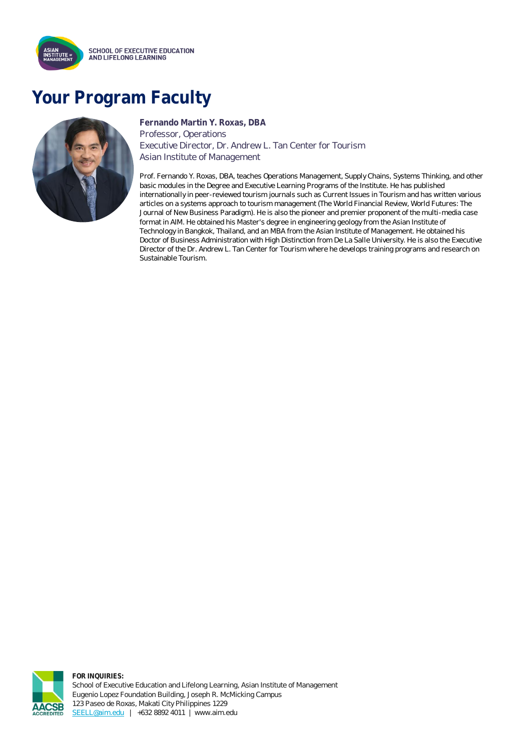# Your Program Faculty

**Fernando Martin Y. Roxas, DBA**
Professor, Operations
Executive Director, Dr. Andrew L. Tan Center for Tourism
Asian Institute of Management

Prof. Fernando Y. Roxas, DBA, teaches Operations Management, Supply Chains, Systems Thinking, and other basic modules in the Degree and Executive Learning Programs of the Institute. He has published internationally in peer-reviewed tourism journals such as Current Issues in Tourism and has written various articles on a systems approach to tourism management (The World Financial Review, World Futures: The Journal of New Business Paradigm). He is also the pioneer and premier proponent of the multi-media case format in AIM. He obtained his Master's degree in engineering geology from the Asian Institute of Technology in Bangkok, Thailand, and an MBA from the Asian Institute of Management. He obtained his Doctor of Business Administration with High Distinction from De La Salle University. He is also the Executive Director of the Dr. Andrew L. Tan Center for Tourism where he develops training programs and research on Sustainable Tourism.

**FOR INQUIRIES:**
School of Executive Education and Lifelong Learning, Asian Institute of Management
Eugenio Lopez Foundation Building, Joseph R. McMicking Campus
123 Paseo de Roxas, Makati City Philippines 1229
SEELL@aim.edu | +632 8892 4011 | www.aim.edu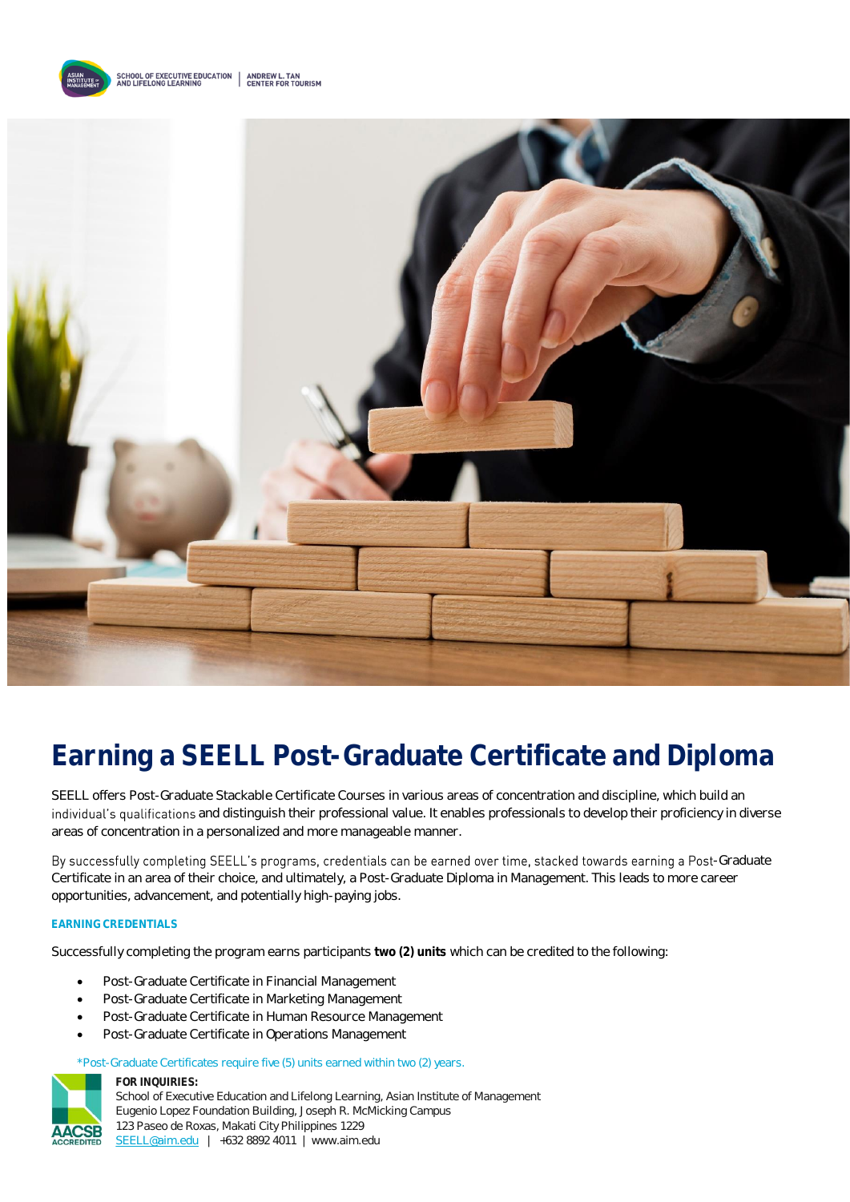SCHOOL OF EXECUTIVE EDUCATION AND LIFELONG LEARNING | ANDREW L. TAN CENTER FOR TOURISM

# Earning a SEELL Post-Graduate Certificate and Diploma

SEELL offers Post-Graduate Stackable Certificate Courses in various areas of concentration and discipline, which build an individual's qualifications and distinguish their professional value. It enables professionals to develop their proficiency in diverse areas of concentration in a personalized and more manageable manner.

By successfully completing SEELL's programs, credentials can be earned over time, stacked towards earning a Post-Graduate Certificate in an area of their choice, and ultimately, a Post-Graduate Diploma in Management. This leads to more career opportunities, advancement, and potentially high-paying jobs.

**EARNING CREDENTIALS**

Successfully completing the program earns participants **two (2) units** which can be credited to the following:

- Post-Graduate Certificate in Financial Management
- Post-Graduate Certificate in Marketing Management
- Post-Graduate Certificate in Human Resource Management
- Post-Graduate Certificate in Operations Management

*Post-Graduate Certificates require five (5) units earned within two (2) years.

AACSB ACCREDITED

**FOR INQUIRIES:**
School of Executive Education and Lifelong Learning, Asian Institute of Management
Eugenio Lopez Foundation Building, Joseph R. McMicking Campus
123 Paseo de Roxas, Makati City Philippines 1229
SEELL@aim.edu | +632 8892 4011 | www.aim.edu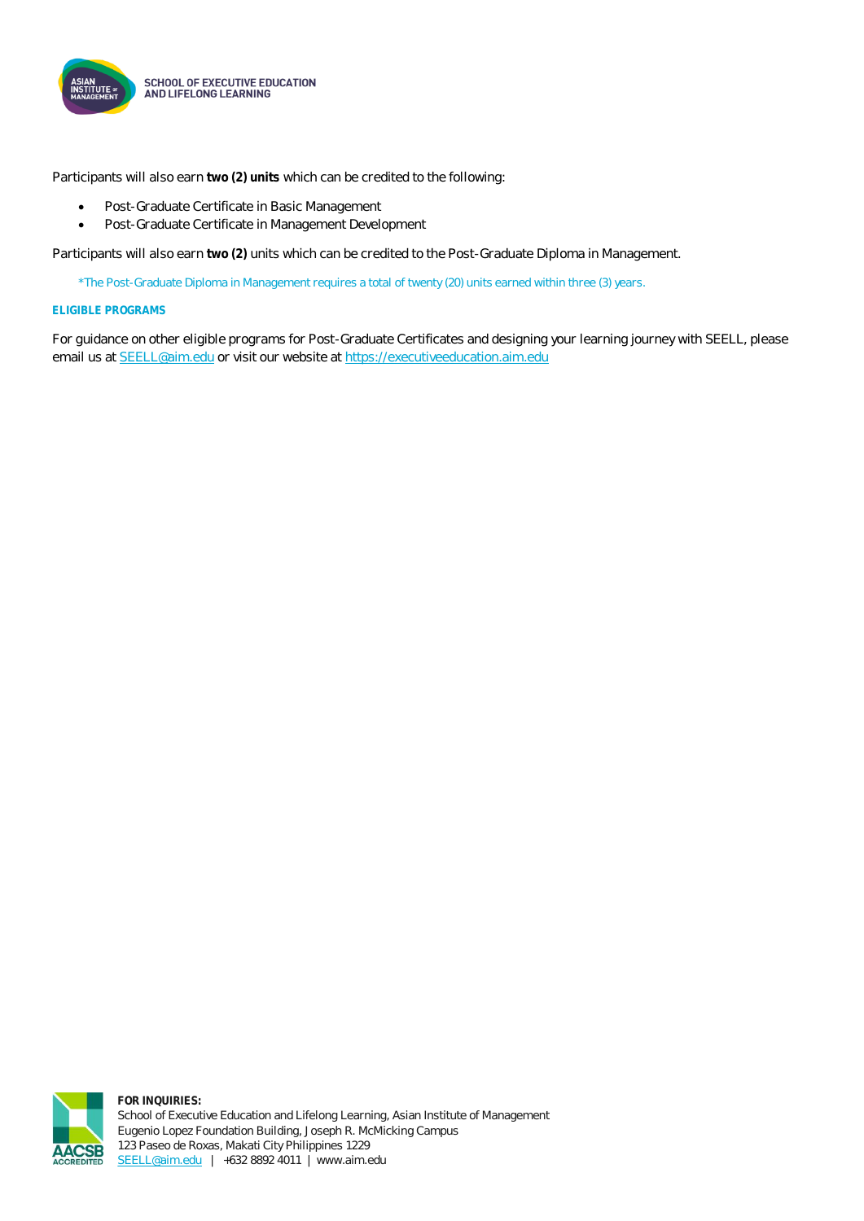Participants will also earn **two (2) units** which can be credited to the following:

- Post-Graduate Certificate in Basic Management
- Post-Graduate Certificate in Management Development

Participants will also earn **two (2)** units which can be credited to the Post-Graduate Diploma in Management.

*The Post-Graduate Diploma in Management requires a total of twenty (20) units earned within three (3) years.

**ELIGIBLE PROGRAMS**

For guidance on other eligible programs for Post-Graduate Certificates and designing your learning journey with SEELL, please email us at SEELL@aim.edu or visit our website at https://executiveeducation.aim.edu

**FOR INQUIRIES:**
School of Executive Education and Lifelong Learning, Asian Institute of Management
Eugenio Lopez Foundation Building, Joseph R. McMicking Campus
123 Paseo de Roxas, Makati City Philippines 1229
SEELL@aim.edu | +632 8892 4011 | www.aim.edu